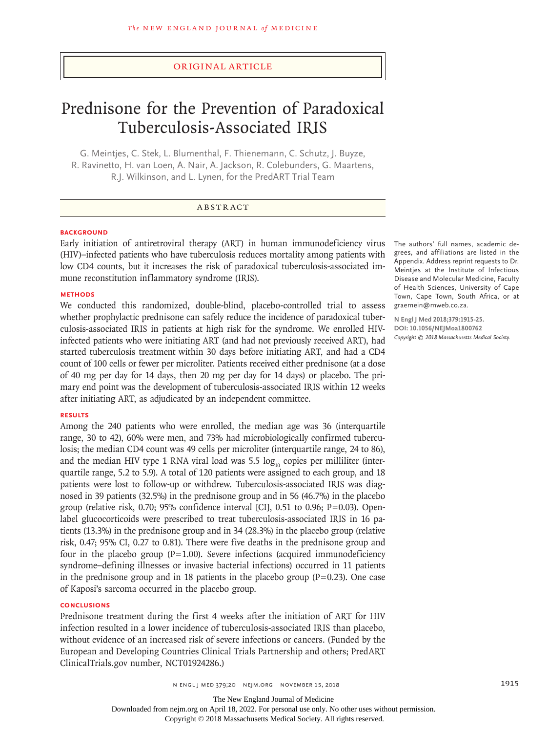ORIGINAL ARTICLE

# Prednisone for the Prevention of Paradoxical Tuberculosis-Associated IRIS

G. Meintjes, C. Stek, L. Blumenthal, F. Thienemann, C. Schutz, J. Buyze, R. Ravinetto, H. van Loen, A. Nair, A. Jackson, R. Colebunders, G. Maartens, R.J. Wilkinson, and L. Lynen, for the PredART Trial Team

## ABSTRACT

### BACKGROUND

Early initiation of antiretroviral therapy (ART) in human immunodeficiency virus (HIV)–infected patients who have tuberculosis reduces mortality among patients with low CD4 counts, but it increases the risk of paradoxical tuberculosis-associated immune reconstitution inflammatory syndrome (IRIS).

### METHODS

We conducted this randomized, double-blind, placebo-controlled trial to assess whether prophylactic prednisone can safely reduce the incidence of paradoxical tuberculosis-associated IRIS in patients at high risk for the syndrome. We enrolled HIV-infected patients who were initiating ART (and had not previously received ART), had started tuberculosis treatment within 30 days before initiating ART, and had a CD4 count of 100 cells or fewer per microliter. Patients received either prednisone (at a dose of 40 mg per day for 14 days, then 20 mg per day for 14 days) or placebo. The primary end point was the development of tuberculosis-associated IRIS within 12 weeks after initiating ART, as adjudicated by an independent committee.

### RESULTS

Among the 240 patients who were enrolled, the median age was 36 (interquartile range, 30 to 42), 60% were men, and 73% had microbiologically confirmed tuberculosis; the median CD4 count was 49 cells per microliter (interquartile range, 24 to 86), and the median HIV type 1 RNA viral load was 5.5 $\log_{10}$ copies per milliliter (interquartile range, 5.2 to 5.9). A total of 120 patients were assigned to each group, and 18 patients were lost to follow-up or withdrew. Tuberculosis-associated IRIS was diagnosed in 39 patients (32.5%) in the prednisone group and in 56 (46.7%) in the placebo group (relative risk, 0.70; 95% confidence interval [CI], 0.51 to 0.96; P=0.03). Open-label glucocorticoids were prescribed to treat tuberculosis-associated IRIS in 16 patients (13.3%) in the prednisone group and in 34 (28.3%) in the placebo group (relative risk, 0.47; 95% CI, 0.27 to 0.81). There were five deaths in the prednisone group and four in the placebo group (P=1.00). Severe infections (acquired immunodeficiency syndrome–defining illnesses or invasive bacterial infections) occurred in 11 patients in the prednisone group and in 18 patients in the placebo group (P=0.23). One case of Kaposi's sarcoma occurred in the placebo group.

### CONCLUSIONS

Prednisone treatment during the first 4 weeks after the initiation of ART for HIV infection resulted in a lower incidence of tuberculosis-associated IRIS than placebo, without evidence of an increased risk of severe infections or cancers. (Funded by the European and Developing Countries Clinical Trials Partnership and others; PredART ClinicalTrials.gov number, NCT01924286.)

The authors' full names, academic degrees, and affiliations are listed in the Appendix. Address reprint requests to Dr. Meintjes at the Institute of Infectious Disease and Molecular Medicine, Faculty of Health Sciences, University of Cape Town, Cape Town, South Africa, or at graemein@mweb.co.za.

**N Engl J Med 2018;379:1915-25.**
**DOI: 10.1056/NEJMoa1800762**
*Copyright © 2018 Massachusetts Medical Society.*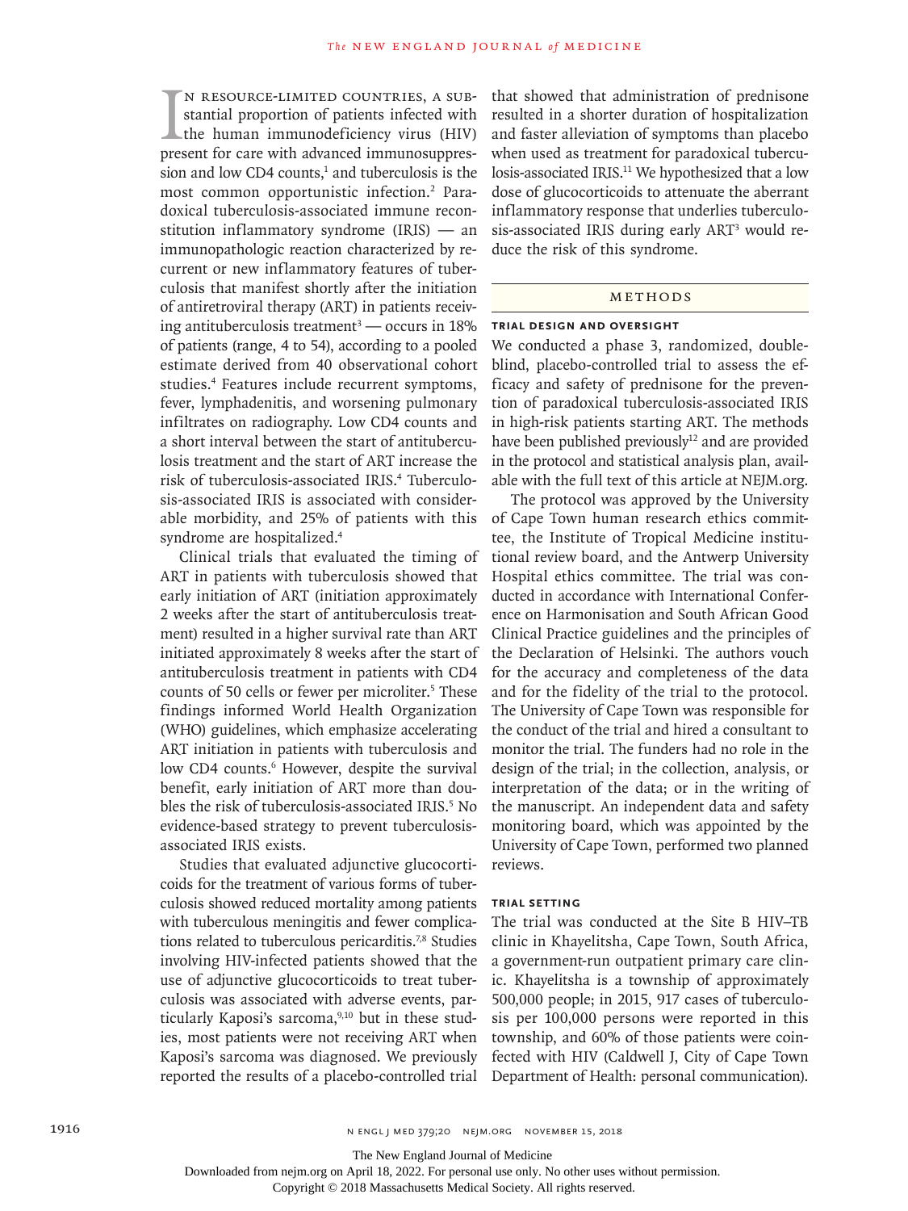In resource-limited countries, a substantial proportion of patients infected with the human immunodeficiency virus (HIV) present for care with advanced immunosuppression and low CD4 counts,[1] and tuberculosis is the most common opportunistic infection.[2] Paradoxical tuberculosis-associated immune reconstitution inflammatory syndrome (IRIS) — an immunopathologic reaction characterized by recurrent or new inflammatory features of tuberculosis that manifest shortly after the initiation of antiretroviral therapy (ART) in patients receiving antituberculosis treatment[3] — occurs in 18% of patients (range, 4 to 54), according to a pooled estimate derived from 40 observational cohort studies.[4] Features include recurrent symptoms, fever, lymphadenitis, and worsening pulmonary infiltrates on radiography. Low CD4 counts and a short interval between the start of antituberculosis treatment and the start of ART increase the risk of tuberculosis-associated IRIS.[4] Tuberculosis-associated IRIS is associated with considerable morbidity, and 25% of patients with this syndrome are hospitalized.[4]

Clinical trials that evaluated the timing of ART in patients with tuberculosis showed that early initiation of ART (initiation approximately 2 weeks after the start of antituberculosis treatment) resulted in a higher survival rate than ART initiated approximately 8 weeks after the start of antituberculosis treatment in patients with CD4 counts of 50 cells or fewer per microliter.[5] These findings informed World Health Organization (WHO) guidelines, which emphasize accelerating ART initiation in patients with tuberculosis and low CD4 counts.[6] However, despite the survival benefit, early initiation of ART more than doubles the risk of tuberculosis-associated IRIS.[5] No evidence-based strategy to prevent tuberculosis-associated IRIS exists.

Studies that evaluated adjunctive glucocorticoids for the treatment of various forms of tuberculosis showed reduced mortality among patients with tuberculous meningitis and fewer complications related to tuberculous pericarditis.[7,8] Studies involving HIV-infected patients showed that the use of adjunctive glucocorticoids to treat tuberculosis was associated with adverse events, particularly Kaposi's sarcoma,[9,10] but in these studies, most patients were not receiving ART when Kaposi's sarcoma was diagnosed. We previously reported the results of a placebo-controlled trial that showed that administration of prednisone resulted in a shorter duration of hospitalization and faster alleviation of symptoms than placebo when used as treatment for paradoxical tuberculosis-associated IRIS.[11] We hypothesized that a low dose of glucocorticoids to attenuate the aberrant inflammatory response that underlies tuberculosis-associated IRIS during early ART[3] would reduce the risk of this syndrome.

## Methods

### Trial Design and Oversight

We conducted a phase 3, randomized, double-blind, placebo-controlled trial to assess the efficacy and safety of prednisone for the prevention of paradoxical tuberculosis-associated IRIS in high-risk patients starting ART. The methods have been published previously[12] and are provided in the protocol and statistical analysis plan, available with the full text of this article at NEJM.org.

The protocol was approved by the University of Cape Town human research ethics committee, the Institute of Tropical Medicine institutional review board, and the Antwerp University Hospital ethics committee. The trial was conducted in accordance with International Conference on Harmonisation and South African Good Clinical Practice guidelines and the principles of the Declaration of Helsinki. The authors vouch for the accuracy and completeness of the data and for the fidelity of the trial to the protocol. The University of Cape Town was responsible for the conduct of the trial and hired a consultant to monitor the trial. The funders had no role in the design of the trial; in the collection, analysis, or interpretation of the data; or in the writing of the manuscript. An independent data and safety monitoring board, which was appointed by the University of Cape Town, performed two planned reviews.

### Trial Setting

The trial was conducted at the Site B HIV–TB clinic in Khayelitsha, Cape Town, South Africa, a government-run outpatient primary care clinic. Khayelitsha is a township of approximately 500,000 people; in 2015, 917 cases of tuberculosis per 100,000 persons were reported in this township, and 60% of those patients were coinfected with HIV (Caldwell J, City of Cape Town Department of Health: personal communication).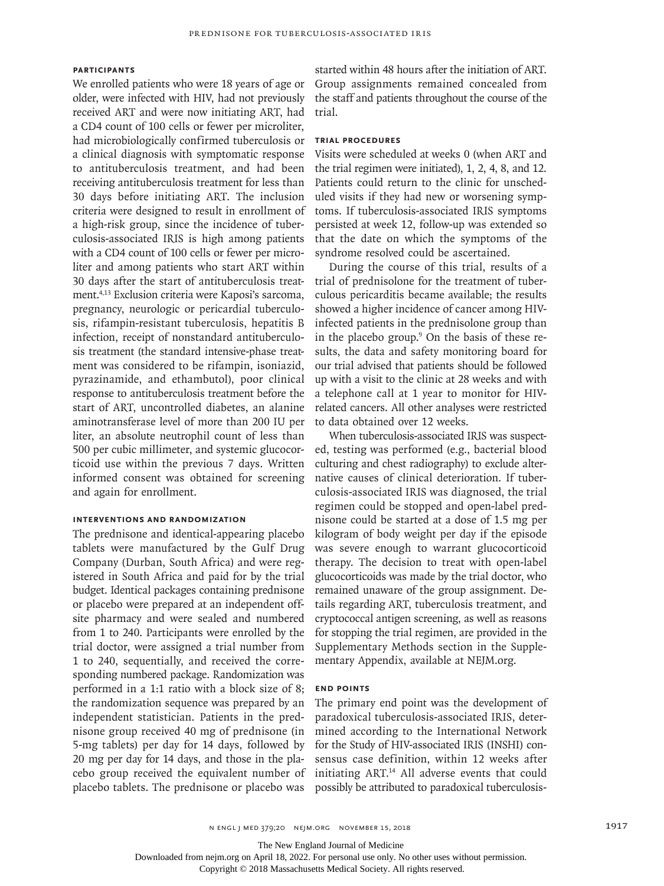### PARTICIPANTS

We enrolled patients who were 18 years of age or older, were infected with HIV, had not previously received ART and were now initiating ART, had a CD4 count of 100 cells or fewer per microliter, had microbiologically confirmed tuberculosis or a clinical diagnosis with symptomatic response to antituberculosis treatment, and had been receiving antituberculosis treatment for less than 30 days before initiating ART. The inclusion criteria were designed to result in enrollment of a high-risk group, since the incidence of tuberculosis-associated IRIS is high among patients with a CD4 count of 100 cells or fewer per microliter and among patients who start ART within 30 days after the start of antituberculosis treatment.[4,13] Exclusion criteria were Kaposi's sarcoma, pregnancy, neurologic or pericardial tuberculosis, rifampin-resistant tuberculosis, hepatitis B infection, receipt of nonstandard antituberculosis treatment (the standard intensive-phase treatment was considered to be rifampin, isoniazid, pyrazinamide, and ethambutol), poor clinical response to antituberculosis treatment before the start of ART, uncontrolled diabetes, an alanine aminotransferase level of more than 200 IU per liter, an absolute neutrophil count of less than 500 per cubic millimeter, and systemic glucocorticoid use within the previous 7 days. Written informed consent was obtained for screening and again for enrollment.

### INTERVENTIONS AND RANDOMIZATION

The prednisone and identical-appearing placebo tablets were manufactured by the Gulf Drug Company (Durban, South Africa) and were registered in South Africa and paid for by the trial budget. Identical packages containing prednisone or placebo were prepared at an independent offsite pharmacy and were sealed and numbered from 1 to 240. Participants were enrolled by the trial doctor, were assigned a trial number from 1 to 240, sequentially, and received the corresponding numbered package. Randomization was performed in a 1:1 ratio with a block size of 8; the randomization sequence was prepared by an independent statistician. Patients in the prednisone group received 40 mg of prednisone (in 5-mg tablets) per day for 14 days, followed by 20 mg per day for 14 days, and those in the placebo group received the equivalent number of placebo tablets. The prednisone or placebo was started within 48 hours after the initiation of ART. Group assignments remained concealed from the staff and patients throughout the course of the trial.

### TRIAL PROCEDURES

Visits were scheduled at weeks 0 (when ART and the trial regimen were initiated), 1, 2, 4, 8, and 12. Patients could return to the clinic for unscheduled visits if they had new or worsening symptoms. If tuberculosis-associated IRIS symptoms persisted at week 12, follow-up was extended so that the date on which the symptoms of the syndrome resolved could be ascertained.

During the course of this trial, results of a trial of prednisolone for the treatment of tuberculous pericarditis became available; the results showed a higher incidence of cancer among HIV-infected patients in the prednisolone group than in the placebo group.[9] On the basis of these results, the data and safety monitoring board for our trial advised that patients should be followed up with a visit to the clinic at 28 weeks and with a telephone call at 1 year to monitor for HIV-related cancers. All other analyses were restricted to data obtained over 12 weeks.

When tuberculosis-associated IRIS was suspected, testing was performed (e.g., bacterial blood culturing and chest radiography) to exclude alternative causes of clinical deterioration. If tuberculosis-associated IRIS was diagnosed, the trial regimen could be stopped and open-label prednisone could be started at a dose of 1.5 mg per kilogram of body weight per day if the episode was severe enough to warrant glucocorticoid therapy. The decision to treat with open-label glucocorticoids was made by the trial doctor, who remained unaware of the group assignment. Details regarding ART, tuberculosis treatment, and cryptococcal antigen screening, as well as reasons for stopping the trial regimen, are provided in the Supplementary Methods section in the Supplementary Appendix, available at NEJM.org.

### END POINTS

The primary end point was the development of paradoxical tuberculosis-associated IRIS, determined according to the International Network for the Study of HIV-associated IRIS (INSHI) consensus case definition, within 12 weeks after initiating ART.[14] All adverse events that could possibly be attributed to paradoxical tuberculosis-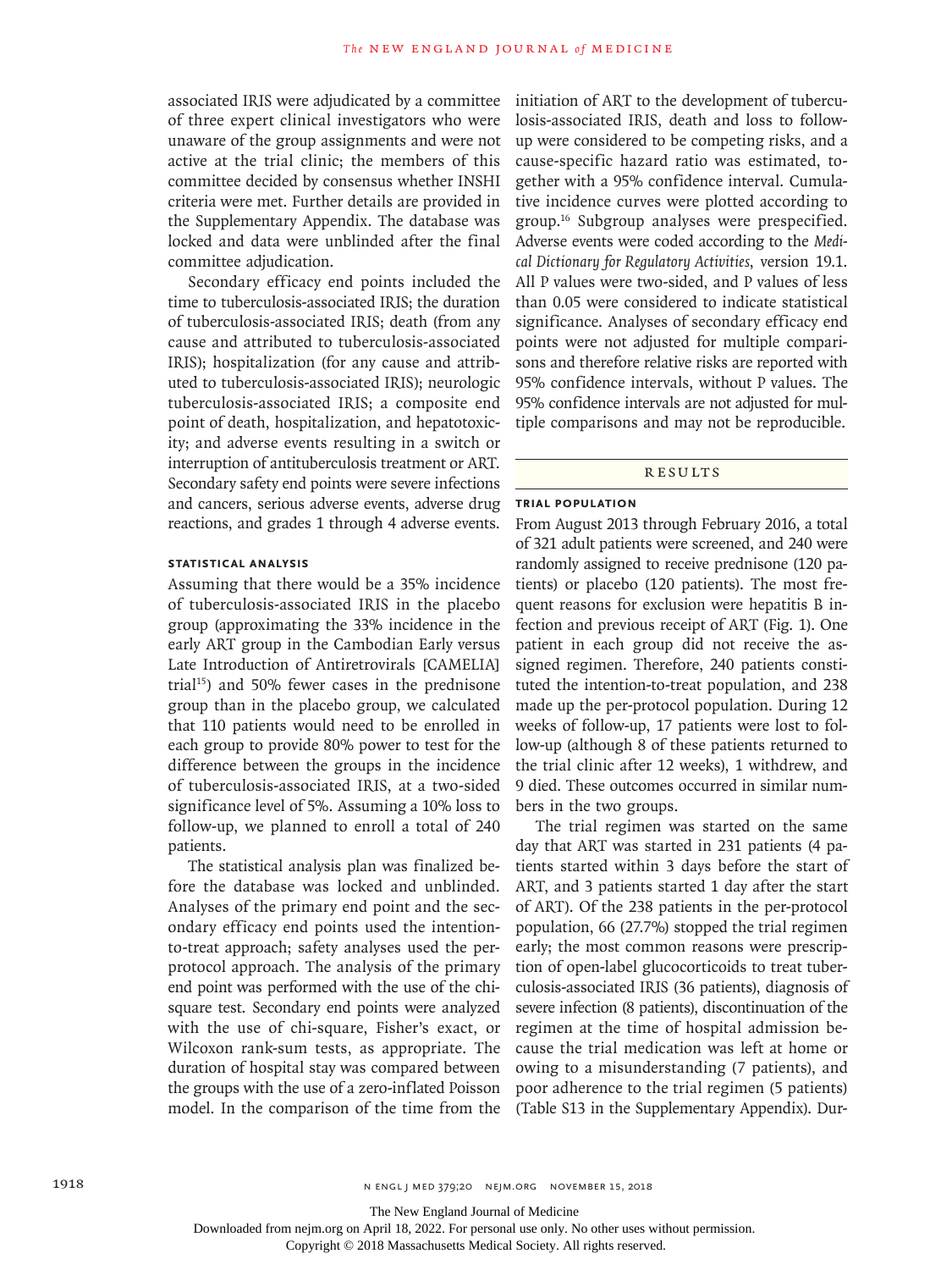associated IRIS were adjudicated by a committee of three expert clinical investigators who were unaware of the group assignments and were not active at the trial clinic; the members of this committee decided by consensus whether INSHI criteria were met. Further details are provided in the Supplementary Appendix. The database was locked and data were unblinded after the final committee adjudication.

Secondary efficacy end points included the time to tuberculosis-associated IRIS; the duration of tuberculosis-associated IRIS; death (from any cause and attributed to tuberculosis-associated IRIS); hospitalization (for any cause and attributed to tuberculosis-associated IRIS); neurologic tuberculosis-associated IRIS; a composite end point of death, hospitalization, and hepatotoxicity; and adverse events resulting in a switch or interruption of antituberculosis treatment or ART. Secondary safety end points were severe infections and cancers, serious adverse events, adverse drug reactions, and grades 1 through 4 adverse events.

### STATISTICAL ANALYSIS

Assuming that there would be a 35% incidence of tuberculosis-associated IRIS in the placebo group (approximating the 33% incidence in the early ART group in the Cambodian Early versus Late Introduction of Antiretrovirals [CAMELIA] trial[15]) and 50% fewer cases in the prednisone group than in the placebo group, we calculated that 110 patients would need to be enrolled in each group to provide 80% power to test for the difference between the groups in the incidence of tuberculosis-associated IRIS, at a two-sided significance level of 5%. Assuming a 10% loss to follow-up, we planned to enroll a total of 240 patients.

The statistical analysis plan was finalized before the database was locked and unblinded. Analyses of the primary end point and the secondary efficacy end points used the intention-to-treat approach; safety analyses used the per-protocol approach. The analysis of the primary end point was performed with the use of the chi-square test. Secondary end points were analyzed with the use of chi-square, Fisher's exact, or Wilcoxon rank-sum tests, as appropriate. The duration of hospital stay was compared between the groups with the use of a zero-inflated Poisson model. In the comparison of the time from the initiation of ART to the development of tuberculosis-associated IRIS, death and loss to follow-up were considered to be competing risks, and a cause-specific hazard ratio was estimated, together with a 95% confidence interval. Cumulative incidence curves were plotted according to group.[16] Subgroup analyses were prespecified. Adverse events were coded according to the *Medical Dictionary for Regulatory Activities*, version 19.1. All P values were two-sided, and P values of less than 0.05 were considered to indicate statistical significance. Analyses of secondary efficacy end points were not adjusted for multiple comparisons and therefore relative risks are reported with 95% confidence intervals, without P values. The 95% confidence intervals are not adjusted for multiple comparisons and may not be reproducible.

## RESULTS

### TRIAL POPULATION

From August 2013 through February 2016, a total of 321 adult patients were screened, and 240 were randomly assigned to receive prednisone (120 patients) or placebo (120 patients). The most frequent reasons for exclusion were hepatitis B infection and previous receipt of ART (Fig. 1). One patient in each group did not receive the assigned regimen. Therefore, 240 patients constituted the intention-to-treat population, and 238 made up the per-protocol population. During 12 weeks of follow-up, 17 patients were lost to follow-up (although 8 of these patients returned to the trial clinic after 12 weeks), 1 withdrew, and 9 died. These outcomes occurred in similar numbers in the two groups.

The trial regimen was started on the same day that ART was started in 231 patients (4 patients started within 3 days before the start of ART, and 3 patients started 1 day after the start of ART). Of the 238 patients in the per-protocol population, 66 (27.7%) stopped the trial regimen early; the most common reasons were prescription of open-label glucocorticoids to treat tuberculosis-associated IRIS (36 patients), diagnosis of severe infection (8 patients), discontinuation of the regimen at the time of hospital admission because the trial medication was left at home or owing to a misunderstanding (7 patients), and poor adherence to the trial regimen (5 patients) (Table S13 in the Supplementary Appendix). Dur-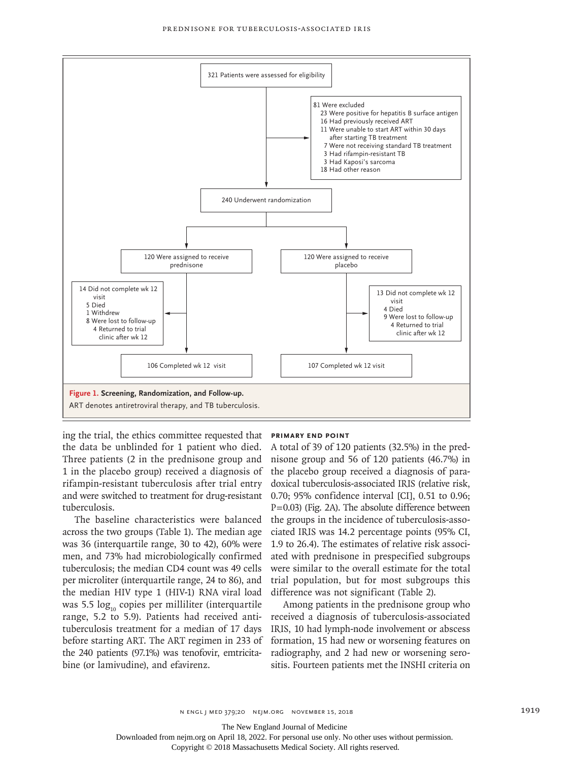321 Patients were assessed for eligibility

81 Were excluded
- 23 Were positive for hepatitis B surface antigen
- 16 Had previously received ART
- 11 Were unable to start ART within 30 days after starting TB treatment
- 7 Were not receiving standard TB treatment
- 3 Had rifampin-resistant TB
- 3 Had Kaposi's sarcoma
- 18 Had other reason

240 Underwent randomization

120 Were assigned to receive prednisone

14 Did not complete wk 12 visit
- 5 Died
- 1 Withdrew
- 8 Were lost to follow-up
  - 4 Returned to trial clinic after wk 12

106 Completed wk 12 visit

120 Were assigned to receive placebo

13 Did not complete wk 12 visit
- 4 Died
- 9 Were lost to follow-up
  - 4 Returned to trial clinic after wk 12

107 Completed wk 12 visit

**Figure 1. Screening, Randomization, and Follow-up.**
ART denotes antiretroviral therapy, and TB tuberculosis.

ing the trial, the ethics committee requested that the data be unblinded for 1 patient who died. Three patients (2 in the prednisone group and 1 in the placebo group) received a diagnosis of rifampin-resistant tuberculosis after trial entry and were switched to treatment for drug-resistant tuberculosis.

The baseline characteristics were balanced across the two groups (Table 1). The median age was 36 (interquartile range, 30 to 42), 60% were men, and 73% had microbiologically confirmed tuberculosis; the median CD4 count was 49 cells per microliter (interquartile range, 24 to 86), and the median HIV type 1 (HIV-1) RNA viral load was 5.5 $\log_{10}$ copies per milliliter (interquartile range, 5.2 to 5.9). Patients had received antituberculosis treatment for a median of 17 days before starting ART. The ART regimen in 233 of the 240 patients (97.1%) was tenofovir, emtricitabine (or lamivudine), and efavirenz.

### Primary End Point

A total of 39 of 120 patients (32.5%) in the prednisone group and 56 of 120 patients (46.7%) in the placebo group received a diagnosis of paradoxical tuberculosis-associated IRIS (relative risk, 0.70; 95% confidence interval [CI], 0.51 to 0.96; P=0.03) (Fig. 2A). The absolute difference between the groups in the incidence of tuberculosis-associated IRIS was 14.2 percentage points (95% CI, 1.9 to 26.4). The estimates of relative risk associated with prednisone in prespecified subgroups were similar to the overall estimate for the total trial population, but for most subgroups this difference was not significant (Table 2).

Among patients in the prednisone group who received a diagnosis of tuberculosis-associated IRIS, 10 had lymph-node involvement or abscess formation, 15 had new or worsening features on radiography, and 2 had new or worsening serositis. Fourteen patients met the INSHI criteria on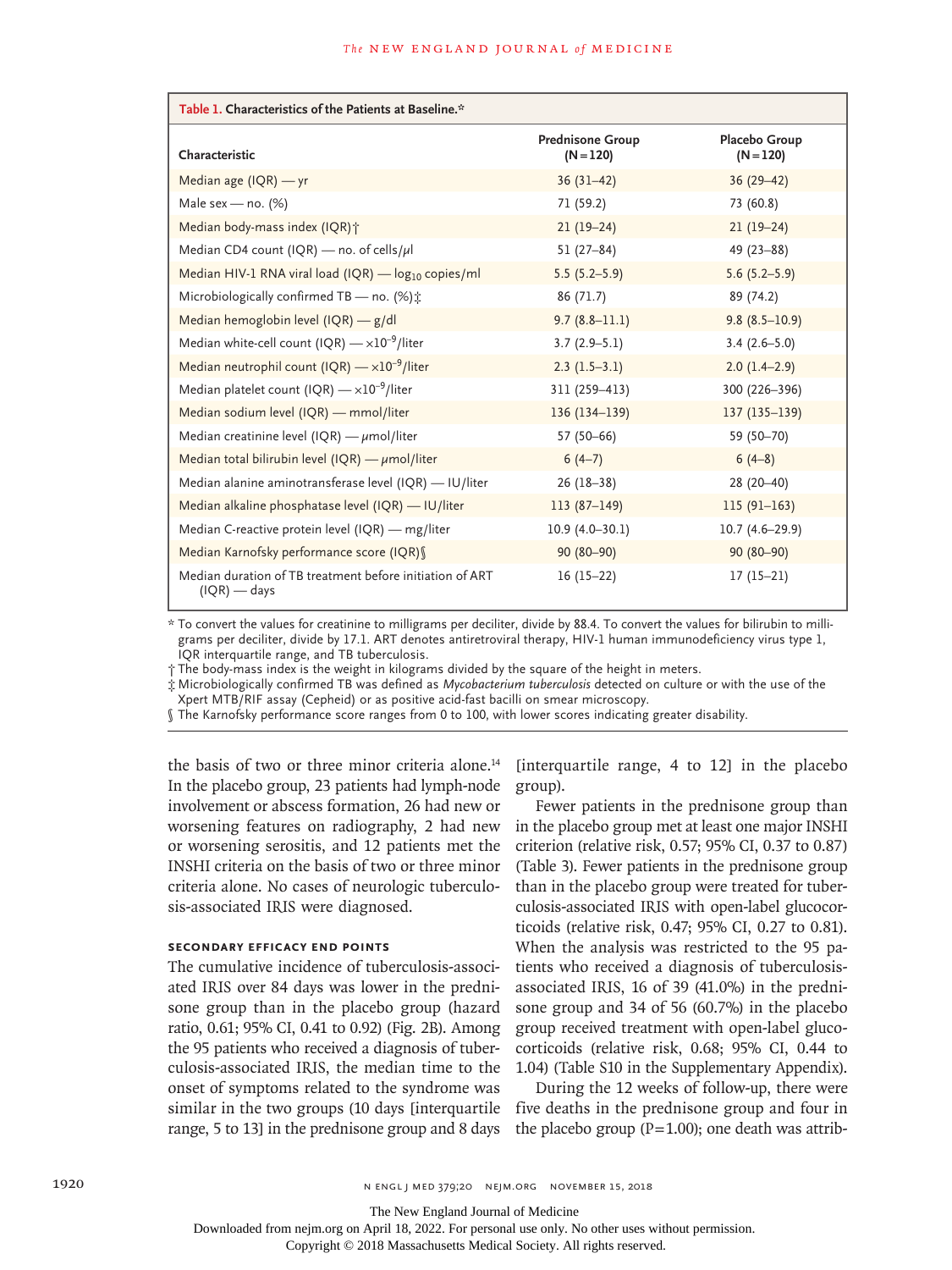**Table 1. Characteristics of the Patients at Baseline.***

| Characteristic | Prednisone Group (N=120) | Placebo Group (N=120) |
|---|---|---|
| Median age (IQR) — yr | 36 (31–42) | 36 (29–42) |
| Male sex — no. (%) | 71 (59.2) | 73 (60.8) |
| Median body-mass index (IQR)† | 21 (19–24) | 21 (19–24) |
| Median CD4 count (IQR) — no. of cells/μl | 51 (27–84) | 49 (23–88) |
| Median HIV-1 RNA viral load (IQR) — $\log_{10}$ copies/ml | 5.5 (5.2–5.9) | 5.6 (5.2–5.9) |
| Microbiologically confirmed TB — no. (%)‡ | 86 (71.7) | 89 (74.2) |
| Median hemoglobin level (IQR) — g/dl | 9.7 (8.8–11.1) | 9.8 (8.5–10.9) |
| Median white-cell count (IQR) — $\times10^{-9}$/liter | 3.7 (2.9–5.1) | 3.4 (2.6–5.0) |
| Median neutrophil count (IQR) — $\times10^{-9}$/liter | 2.3 (1.5–3.1) | 2.0 (1.4–2.9) |
| Median platelet count (IQR) — $\times10^{-9}$/liter | 311 (259–413) | 300 (226–396) |
| Median sodium level (IQR) — mmol/liter | 136 (134–139) | 137 (135–139) |
| Median creatinine level (IQR) — μmol/liter | 57 (50–66) | 59 (50–70) |
| Median total bilirubin level (IQR) — μmol/liter | 6 (4–7) | 6 (4–8) |
| Median alanine aminotransferase level (IQR) — IU/liter | 26 (18–38) | 28 (20–40) |
| Median alkaline phosphatase level (IQR) — IU/liter | 113 (87–149) | 115 (91–163) |
| Median C-reactive protein level (IQR) — mg/liter | 10.9 (4.0–30.1) | 10.7 (4.6–29.9) |
| Median Karnofsky performance score (IQR)§ | 90 (80–90) | 90 (80–90) |
| Median duration of TB treatment before initiation of ART (IQR) — days | 16 (15–22) | 17 (15–21) |

\* To convert the values for creatinine to milligrams per deciliter, divide by 88.4. To convert the values for bilirubin to milligrams per deciliter, divide by 17.1. ART denotes antiretroviral therapy, HIV-1 human immunodeficiency virus type 1, IQR interquartile range, and TB tuberculosis.

† The body-mass index is the weight in kilograms divided by the square of the height in meters.

‡ Microbiologically confirmed TB was defined as *Mycobacterium tuberculosis* detected on culture or with the use of the Xpert MTB/RIF assay (Cepheid) or as positive acid-fast bacilli on smear microscopy.

§ The Karnofsky performance score ranges from 0 to 100, with lower scores indicating greater disability.

the basis of two or three minor criteria alone.[14] In the placebo group, 23 patients had lymph-node involvement or abscess formation, 26 had new or worsening features on radiography, 2 had new or worsening serositis, and 12 patients met the INSHI criteria on the basis of two or three minor criteria alone. No cases of neurologic tuberculosis-associated IRIS were diagnosed.

### SECONDARY EFFICACY END POINTS

The cumulative incidence of tuberculosis-associated IRIS over 84 days was lower in the prednisone group than in the placebo group (hazard ratio, 0.61; 95% CI, 0.41 to 0.92) (Fig. 2B). Among the 95 patients who received a diagnosis of tuberculosis-associated IRIS, the median time to the onset of symptoms related to the syndrome was similar in the two groups (10 days [interquartile range, 5 to 13] in the prednisone group and 8 days [interquartile range, 4 to 12] in the placebo group).

Fewer patients in the prednisone group than in the placebo group met at least one major INSHI criterion (relative risk, 0.57; 95% CI, 0.37 to 0.87) (Table 3). Fewer patients in the prednisone group than in the placebo group were treated for tuberculosis-associated IRIS with open-label glucocorticoids (relative risk, 0.47; 95% CI, 0.27 to 0.81). When the analysis was restricted to the 95 patients who received a diagnosis of tuberculosis-associated IRIS, 16 of 39 (41.0%) in the prednisone group and 34 of 56 (60.7%) in the placebo group received treatment with open-label glucocorticoids (relative risk, 0.68; 95% CI, 0.44 to 1.04) (Table S10 in the Supplementary Appendix).

During the 12 weeks of follow-up, there were five deaths in the prednisone group and four in the placebo group (P=1.00); one death was attrib-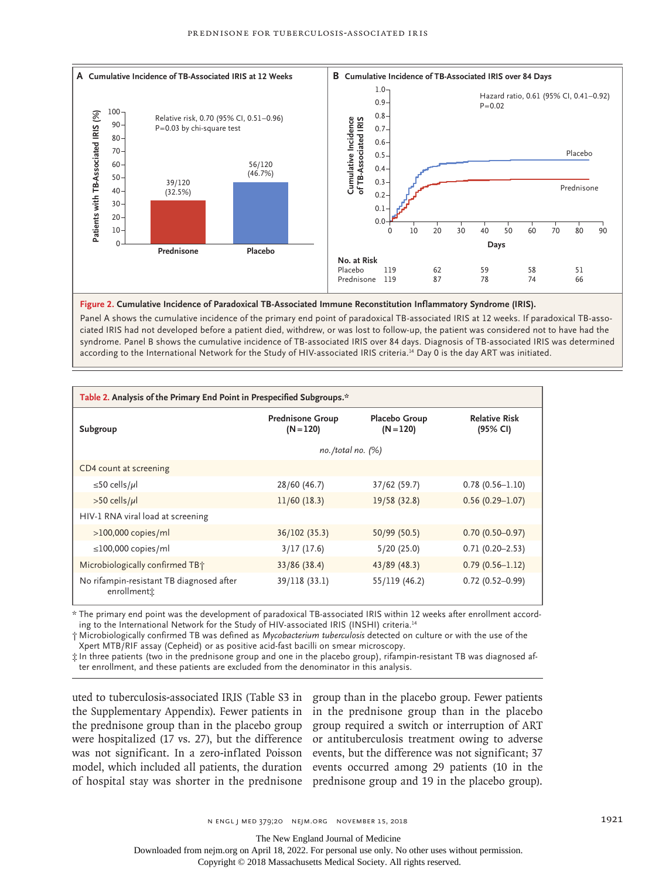**A Cumulative Incidence of TB-Associated IRIS at 12 Weeks**

**B Cumulative Incidence of TB-Associated IRIS over 84 Days**

**Figure 2. Cumulative Incidence of Paradoxical TB-Associated Immune Reconstitution Inflammatory Syndrome (IRIS).**

Panel A shows the cumulative incidence of the primary end point of paradoxical TB-associated IRIS at 12 weeks. If paradoxical TB-associated IRIS had not developed before a patient died, withdrew, or was lost to follow-up, the patient was considered not to have had the syndrome. Panel B shows the cumulative incidence of TB-associated IRIS over 84 days. Diagnosis of TB-associated IRIS was determined according to the International Network for the Study of HIV-associated IRIS criteria.[14] Day 0 is the day ART was initiated.

**Table 2. Analysis of the Primary End Point in Prespecified Subgroups.***

| Subgroup | Prednisone Group (N=120) | Placebo Group (N=120) | Relative Risk (95% CI) |
|---|---|---|---|
| | *no./total no. (%)* | | |
| CD4 count at screening | | | |
| ≤50 cells/μl | 28/60 (46.7) | 37/62 (59.7) | 0.78 (0.56–1.10) |
| >50 cells/μl | 11/60 (18.3) | 19/58 (32.8) | 0.56 (0.29–1.07) |
| HIV-1 RNA viral load at screening | | | |
| >100,000 copies/ml | 36/102 (35.3) | 50/99 (50.5) | 0.70 (0.50–0.97) |
| ≤100,000 copies/ml | 3/17 (17.6) | 5/20 (25.0) | 0.71 (0.20–2.53) |
| Microbiologically confirmed TB† | 33/86 (38.4) | 43/89 (48.3) | 0.79 (0.56–1.12) |
| No rifampin-resistant TB diagnosed after enrollment‡ | 39/118 (33.1) | 55/119 (46.2) | 0.72 (0.52–0.99) |

\* The primary end point was the development of paradoxical TB-associated IRIS within 12 weeks after enrollment according to the International Network for the Study of HIV-associated IRIS (INSHI) criteria.[14]

† Microbiologically confirmed TB was defined as *Mycobacterium tuberculosis* detected on culture or with the use of the Xpert MTB/RIF assay (Cepheid) or as positive acid-fast bacilli on smear microscopy.

‡ In three patients (two in the prednisone group and one in the placebo group), rifampin-resistant TB was diagnosed after enrollment, and these patients are excluded from the denominator in this analysis.

uted to tuberculosis-associated IRIS (Table S3 in the Supplementary Appendix). Fewer patients in the prednisone group than in the placebo group were hospitalized (17 vs. 27), but the difference was not significant. In a zero-inflated Poisson model, which included all patients, the duration of hospital stay was shorter in the prednisone group than in the placebo group. Fewer patients in the prednisone group than in the placebo group required a switch or interruption of ART or antituberculosis treatment owing to adverse events, but the difference was not significant; 37 events occurred among 29 patients (10 in the prednisone group and 19 in the placebo group).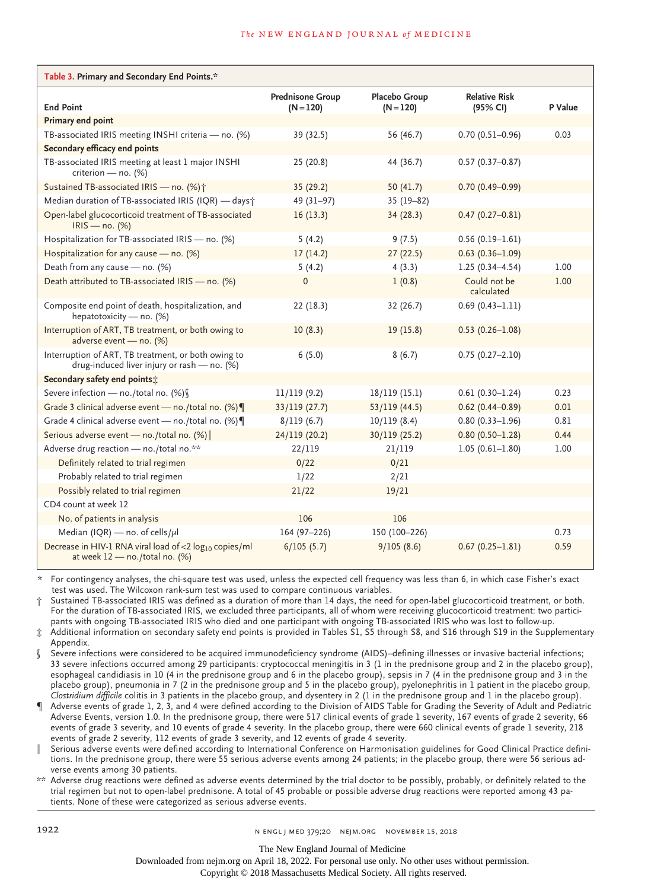**Table 3. Primary and Secondary End Points.***

| End Point | Prednisone Group (N=120) | Placebo Group (N=120) | Relative Risk (95% CI) | P Value |
|---|---|---|---|---|
| **Primary end point** | | | | |
| TB-associated IRIS meeting INSHI criteria — no. (%) | 39 (32.5) | 56 (46.7) | 0.70 (0.51–0.96) | 0.03 |
| **Secondary efficacy end points** | | | | |
| TB-associated IRIS meeting at least 1 major INSHI criterion — no. (%) | 25 (20.8) | 44 (36.7) | 0.57 (0.37–0.87) | |
| Sustained TB-associated IRIS — no. (%)† | 35 (29.2) | 50 (41.7) | 0.70 (0.49–0.99) | |
| Median duration of TB-associated IRIS (IQR) — days† | 49 (31–97) | 35 (19–82) | | |
| Open-label glucocorticoid treatment of TB-associated IRIS — no. (%) | 16 (13.3) | 34 (28.3) | 0.47 (0.27–0.81) | |
| Hospitalization for TB-associated IRIS — no. (%) | 5 (4.2) | 9 (7.5) | 0.56 (0.19–1.61) | |
| Hospitalization for any cause — no. (%) | 17 (14.2) | 27 (22.5) | 0.63 (0.36–1.09) | |
| Death from any cause — no. (%) | 5 (4.2) | 4 (3.3) | 1.25 (0.34–4.54) | 1.00 |
| Death attributed to TB-associated IRIS — no. (%) | 0 | 1 (0.8) | Could not be calculated | 1.00 |
| Composite end point of death, hospitalization, and hepatotoxicity — no. (%) | 22 (18.3) | 32 (26.7) | 0.69 (0.43–1.11) | |
| Interruption of ART, TB treatment, or both owing to adverse event — no. (%) | 10 (8.3) | 19 (15.8) | 0.53 (0.26–1.08) | |
| Interruption of ART, TB treatment, or both owing to drug-induced liver injury or rash — no. (%) | 6 (5.0) | 8 (6.7) | 0.75 (0.27–2.10) | |
| **Secondary safety end points‡** | | | | |
| Severe infection — no./total no. (%)§ | 11/119 (9.2) | 18/119 (15.1) | 0.61 (0.30–1.24) | 0.23 |
| Grade 3 clinical adverse event — no./total no. (%)¶ | 33/119 (27.7) | 53/119 (44.5) | 0.62 (0.44–0.89) | 0.01 |
| Grade 4 clinical adverse event — no./total no. (%)¶ | 8/119 (6.7) | 10/119 (8.4) | 0.80 (0.33–1.96) | 0.81 |
| Serious adverse event — no./total no. (%)‖ | 24/119 (20.2) | 30/119 (25.2) | 0.80 (0.50–1.28) | 0.44 |
| Adverse drug reaction — no./total no.** | 22/119 | 21/119 | 1.05 (0.61–1.80) | 1.00 |
| Definitely related to trial regimen | 0/22 | 0/21 | | |
| Probably related to trial regimen | 1/22 | 2/21 | | |
| Possibly related to trial regimen | 21/22 | 19/21 | | |
| CD4 count at week 12 | | | | |
| No. of patients in analysis | 106 | 106 | | |
| Median (IQR) — no. of cells/μl | 164 (97–226) | 150 (100–226) | | 0.73 |
| Decrease in HIV-1 RNA viral load of $<2 \log_{10}$ copies/ml at week 12 — no./total no. (%) | 6/105 (5.7) | 9/105 (8.6) | 0.67 (0.25–1.81) | 0.59 |

\* For contingency analyses, the chi-square test was used, unless the expected cell frequency was less than 6, in which case Fisher's exact test was used. The Wilcoxon rank-sum test was used to compare continuous variables.

† Sustained TB-associated IRIS was defined as a duration of more than 14 days, the need for open-label glucocorticoid treatment, or both. For the duration of TB-associated IRIS, we excluded three participants, all of whom were receiving glucocorticoid treatment: two participants with ongoing TB-associated IRIS who died and one participant with ongoing TB-associated IRIS who was lost to follow-up.

‡ Additional information on secondary safety end points is provided in Tables S1, S5 through S8, and S16 through S19 in the Supplementary Appendix.

§ Severe infections were considered to be acquired immunodeficiency syndrome (AIDS)–defining illnesses or invasive bacterial infections; 33 severe infections occurred among 29 participants: cryptococcal meningitis in 3 (1 in the prednisone group and 2 in the placebo group), esophageal candidiasis in 10 (4 in the prednisone group and 6 in the placebo group), sepsis in 7 (4 in the prednisone group and 3 in the placebo group), pneumonia in 7 (2 in the prednisone group and 5 in the placebo group), pyelonephritis in 1 patient in the placebo group, *Clostridium difficile* colitis in 3 patients in the placebo group, and dysentery in 2 (1 in the prednisone group and 1 in the placebo group).

¶ Adverse events of grade 1, 2, 3, and 4 were defined according to the Division of AIDS Table for Grading the Severity of Adult and Pediatric Adverse Events, version 1.0. In the prednisone group, there were 517 clinical events of grade 1 severity, 167 events of grade 2 severity, 66 events of grade 3 severity, and 10 events of grade 4 severity. In the placebo group, there were 660 clinical events of grade 1 severity, 218 events of grade 2 severity, 112 events of grade 3 severity, and 12 events of grade 4 severity.

‖ Serious adverse events were defined according to International Conference on Harmonisation guidelines for Good Clinical Practice definitions. In the prednisone group, there were 55 serious adverse events among 24 patients; in the placebo group, there were 56 serious adverse events among 30 patients.

** Adverse drug reactions were defined as adverse events determined by the trial doctor to be possibly, probably, or definitely related to the trial regimen but not to open-label prednisone. A total of 45 probable or possible adverse drug reactions were reported among 43 patients. None of these were categorized as serious adverse events.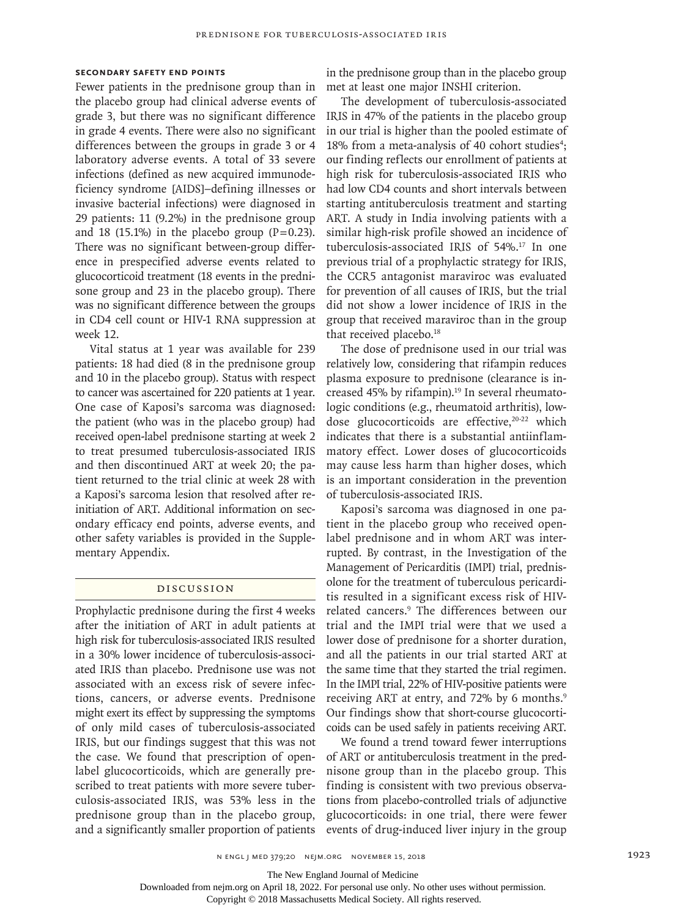### Secondary Safety End Points

Fewer patients in the prednisone group than in the placebo group had clinical adverse events of grade 3, but there was no significant difference in grade 4 events. There were also no significant differences between the groups in grade 3 or 4 laboratory adverse events. A total of 33 severe infections (defined as new acquired immunodeficiency syndrome [AIDS]–defining illnesses or invasive bacterial infections) were diagnosed in 29 patients: 11 (9.2%) in the prednisone group and 18 (15.1%) in the placebo group (P=0.23). There was no significant between-group difference in prespecified adverse events related to glucocorticoid treatment (18 events in the prednisone group and 23 in the placebo group). There was no significant difference between the groups in CD4 cell count or HIV-1 RNA suppression at week 12.

Vital status at 1 year was available for 239 patients: 18 had died (8 in the prednisone group and 10 in the placebo group). Status with respect to cancer was ascertained for 220 patients at 1 year. One case of Kaposi's sarcoma was diagnosed: the patient (who was in the placebo group) had received open-label prednisone starting at week 2 to treat presumed tuberculosis-associated IRIS and then discontinued ART at week 20; the patient returned to the trial clinic at week 28 with a Kaposi's sarcoma lesion that resolved after reinitiation of ART. Additional information on secondary efficacy end points, adverse events, and other safety variables is provided in the Supplementary Appendix.

## Discussion

Prophylactic prednisone during the first 4 weeks after the initiation of ART in adult patients at high risk for tuberculosis-associated IRIS resulted in a 30% lower incidence of tuberculosis-associated IRIS than placebo. Prednisone use was not associated with an excess risk of severe infections, cancers, or adverse events. Prednisone might exert its effect by suppressing the symptoms of only mild cases of tuberculosis-associated IRIS, but our findings suggest that this was not the case. We found that prescription of open-label glucocorticoids, which are generally prescribed to treat patients with more severe tuberculosis-associated IRIS, was 53% less in the prednisone group than in the placebo group, and a significantly smaller proportion of patients in the prednisone group than in the placebo group met at least one major INSHI criterion.

The development of tuberculosis-associated IRIS in 47% of the patients in the placebo group in our trial is higher than the pooled estimate of 18% from a meta-analysis of 40 cohort studies[4]; our finding reflects our enrollment of patients at high risk for tuberculosis-associated IRIS who had low CD4 counts and short intervals between starting antituberculosis treatment and starting ART. A study in India involving patients with a similar high-risk profile showed an incidence of tuberculosis-associated IRIS of 54%.[17] In one previous trial of a prophylactic strategy for IRIS, the CCR5 antagonist maraviroc was evaluated for prevention of all causes of IRIS, but the trial did not show a lower incidence of IRIS in the group that received maraviroc than in the group that received placebo.[18]

The dose of prednisone used in our trial was relatively low, considering that rifampin reduces plasma exposure to prednisone (clearance is increased 45% by rifampin).[19] In several rheumatologic conditions (e.g., rheumatoid arthritis), low-dose glucocorticoids are effective,[20-22] which indicates that there is a substantial antiinflammatory effect. Lower doses of glucocorticoids may cause less harm than higher doses, which is an important consideration in the prevention of tuberculosis-associated IRIS.

Kaposi's sarcoma was diagnosed in one patient in the placebo group who received open-label prednisone and in whom ART was interrupted. By contrast, in the Investigation of the Management of Pericarditis (IMPI) trial, prednisolone for the treatment of tuberculous pericarditis resulted in a significant excess risk of HIV-related cancers.[9] The differences between our trial and the IMPI trial were that we used a lower dose of prednisone for a shorter duration, and all the patients in our trial started ART at the same time that they started the trial regimen. In the IMPI trial, 22% of HIV-positive patients were receiving ART at entry, and 72% by 6 months.[9] Our findings show that short-course glucocorticoids can be used safely in patients receiving ART.

We found a trend toward fewer interruptions of ART or antituberculosis treatment in the prednisone group than in the placebo group. This finding is consistent with two previous observations from placebo-controlled trials of adjunctive glucocorticoids: in one trial, there were fewer events of drug-induced liver injury in the group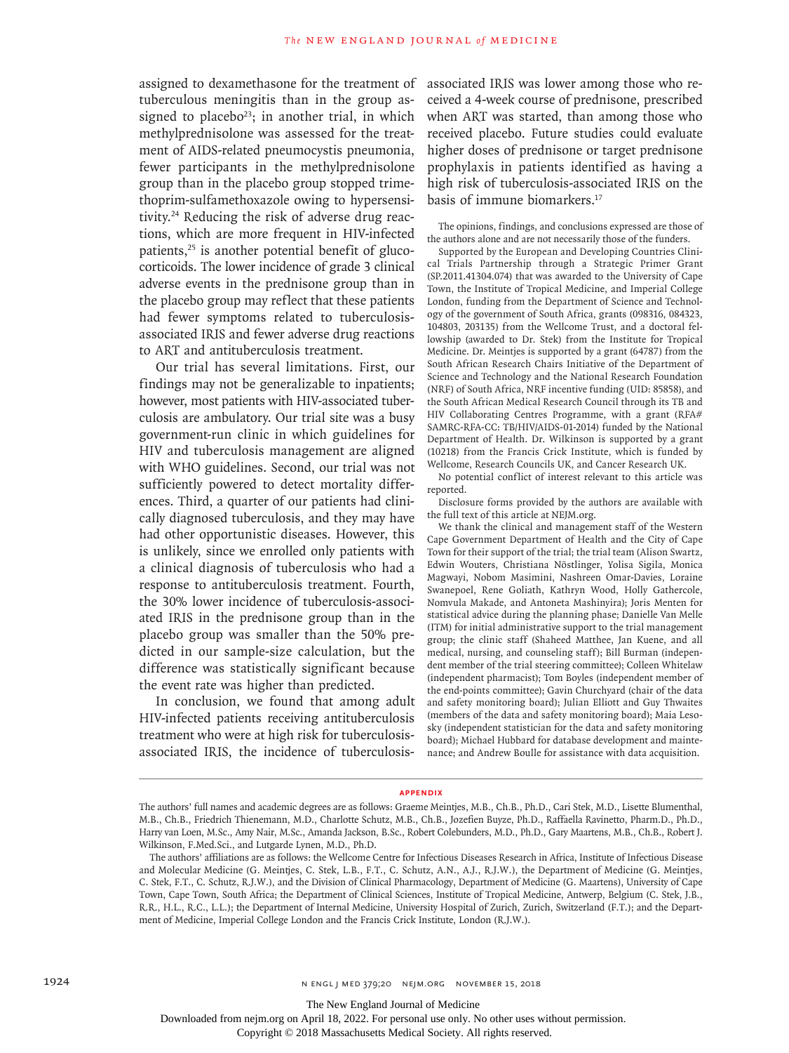assigned to dexamethasone for the treatment of tuberculous meningitis than in the group assigned to placebo[23]; in another trial, in which methylprednisolone was assessed for the treatment of AIDS-related pneumocystis pneumonia, fewer participants in the methylprednisolone group than in the placebo group stopped trimethoprim-sulfamethoxazole owing to hypersensitivity.[24] Reducing the risk of adverse drug reactions, which are more frequent in HIV-infected patients,[25] is another potential benefit of glucocorticoids. The lower incidence of grade 3 clinical adverse events in the prednisone group than in the placebo group may reflect that these patients had fewer symptoms related to tuberculosis-associated IRIS and fewer adverse drug reactions to ART and antituberculosis treatment.

Our trial has several limitations. First, our findings may not be generalizable to inpatients; however, most patients with HIV-associated tuberculosis are ambulatory. Our trial site was a busy government-run clinic in which guidelines for HIV and tuberculosis management are aligned with WHO guidelines. Second, our trial was not sufficiently powered to detect mortality differences. Third, a quarter of our patients had clinically diagnosed tuberculosis, and they may have had other opportunistic diseases. However, this is unlikely, since we enrolled only patients with a clinical diagnosis of tuberculosis who had a response to antituberculosis treatment. Fourth, the 30% lower incidence of tuberculosis-associated IRIS in the prednisone group than in the placebo group was smaller than the 50% predicted in our sample-size calculation, but the difference was statistically significant because the event rate was higher than predicted.

In conclusion, we found that among adult HIV-infected patients receiving antituberculosis treatment who were at high risk for tuberculosis-associated IRIS, the incidence of tuberculosis-associated IRIS was lower among those who received a 4-week course of prednisone, prescribed when ART was started, than among those who received placebo. Future studies could evaluate higher doses of prednisone or target prednisone prophylaxis in patients identified as having a high risk of tuberculosis-associated IRIS on the basis of immune biomarkers.[17]

The opinions, findings, and conclusions expressed are those of the authors alone and are not necessarily those of the funders.

Supported by the European and Developing Countries Clinical Trials Partnership through a Strategic Primer Grant (SP.2011.41304.074) that was awarded to the University of Cape Town, the Institute of Tropical Medicine, and Imperial College London, funding from the Department of Science and Technology of the government of South Africa, grants (098316, 084323, 104803, 203135) from the Wellcome Trust, and a doctoral fellowship (awarded to Dr. Stek) from the Institute for Tropical Medicine. Dr. Meintjes is supported by a grant (64787) from the South African Research Chairs Initiative of the Department of Science and Technology and the National Research Foundation (NRF) of South Africa, NRF incentive funding (UID: 85858), and the South African Medical Research Council through its TB and HIV Collaborating Centres Programme, with a grant (RFA# SAMRC-RFA-CC: TB/HIV/AIDS-01-2014) funded by the National Department of Health. Dr. Wilkinson is supported by a grant (10218) from the Francis Crick Institute, which is funded by Wellcome, Research Councils UK, and Cancer Research UK.

No potential conflict of interest relevant to this article was reported.

Disclosure forms provided by the authors are available with the full text of this article at NEJM.org.

We thank the clinical and management staff of the Western Cape Government Department of Health and the City of Cape Town for their support of the trial; the trial team (Alison Swartz, Edwin Wouters, Christiana Nöstlinger, Yolisa Sigila, Monica Magwayi, Nobom Masimini, Nashreen Omar-Davies, Loraine Swanepoel, Rene Goliath, Kathryn Wood, Holly Gathercole, Nomvula Makade, and Antoneta Mashinyira); Joris Menten for statistical advice during the planning phase; Danielle Van Melle (ITM) for initial administrative support to the trial management group; the clinic staff (Shaheed Matthee, Jan Kuene, and all medical, nursing, and counseling staff); Bill Burman (independent member of the trial steering committee); Colleen Whitelaw (independent pharmacist); Tom Boyles (independent member of the end-points committee); Gavin Churchyard (chair of the data and safety monitoring board); Julian Elliott and Guy Thwaites (members of the data and safety monitoring board); Maia Lesosky (independent statistician for the data and safety monitoring board); Michael Hubbard for database development and maintenance; and Andrew Boulle for assistance with data acquisition.

## APPENDIX

The authors' full names and academic degrees are as follows: Graeme Meintjes, M.B., Ch.B., Ph.D., Cari Stek, M.D., Lisette Blumenthal, M.B., Ch.B., Friedrich Thienemann, M.D., Charlotte Schutz, M.B., Ch.B., Jozefien Buyze, Ph.D., Raffaella Ravinetto, Pharm.D., Ph.D., Harry van Loen, M.Sc., Amy Nair, M.Sc., Amanda Jackson, B.Sc., Robert Colebunders, M.D., Ph.D., Gary Maartens, M.B., Ch.B., Robert J. Wilkinson, F.Med.Sci., and Lutgarde Lynen, M.D., Ph.D.

The authors' affiliations are as follows: the Wellcome Centre for Infectious Diseases Research in Africa, Institute of Infectious Disease and Molecular Medicine (G. Meintjes, C. Stek, L.B., F.T., C. Schutz, A.N., A.J., R.J.W.), the Department of Medicine (G. Meintjes, C. Stek, F.T., C. Schutz, R.J.W.), and the Division of Clinical Pharmacology, Department of Medicine (G. Maartens), University of Cape Town, Cape Town, South Africa; the Department of Clinical Sciences, Institute of Tropical Medicine, Antwerp, Belgium (C. Stek, J.B., R.R., H.L., R.C., L.L.); the Department of Internal Medicine, University Hospital of Zurich, Zurich, Switzerland (F.T.); and the Department of Medicine, Imperial College London and the Francis Crick Institute, London (R.J.W.).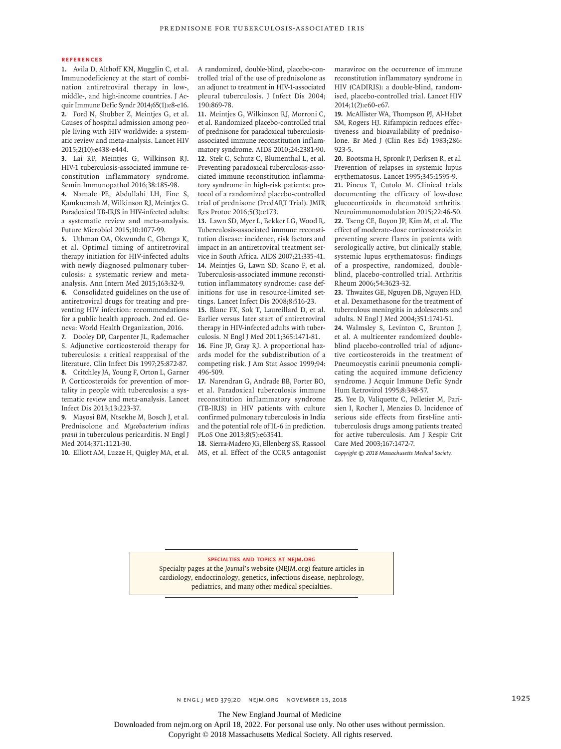## References

1. Avila D, Althoff KN, Mugglin C, et al. Immunodeficiency at the start of combination antiretroviral therapy in low-, middle-, and high-income countries. J Acquir Immune Defic Syndr 2014;65(1):e8-e16.
2. Ford N, Shubber Z, Meintjes G, et al. Causes of hospital admission among people living with HIV worldwide: a systematic review and meta-analysis. Lancet HIV 2015;2(10):e438-e444.
3. Lai RP, Meintjes G, Wilkinson RJ. HIV-1 tuberculosis-associated immune reconstitution inflammatory syndrome. Semin Immunopathol 2016;38:185-98.
4. Namale PE, Abdullahi LH, Fine S, Kamkuemah M, Wilkinson RJ, Meintjes G. Paradoxical TB-IRIS in HIV-infected adults: a systematic review and meta-analysis. Future Microbiol 2015;10:1077-99.
5. Uthman OA, Okwundu C, Gbenga K, et al. Optimal timing of antiretroviral therapy initiation for HIV-infected adults with newly diagnosed pulmonary tuberculosis: a systematic review and meta-analysis. Ann Intern Med 2015;163:32-9.
6. Consolidated guidelines on the use of antiretroviral drugs for treating and preventing HIV infection: recommendations for a public health approach. 2nd ed. Geneva: World Health Organization, 2016.
7. Dooley DP, Carpenter JL, Rademacher S. Adjunctive corticosteroid therapy for tuberculosis: a critical reappraisal of the literature. Clin Infect Dis 1997;25:872-87.
8. Critchley JA, Young F, Orton L, Garner P. Corticosteroids for prevention of mortality in people with tuberculosis: a systematic review and meta-analysis. Lancet Infect Dis 2013;13:223-37.
9. Mayosi BM, Ntsekhe M, Bosch J, et al. Prednisolone and *Mycobacterium indicus pranii* in tuberculous pericarditis. N Engl J Med 2014;371:1121-30.
10. Elliott AM, Luzze H, Quigley MA, et al. A randomized, double-blind, placebo-controlled trial of the use of prednisolone as an adjunct to treatment in HIV-1-associated pleural tuberculosis. J Infect Dis 2004;190:869-78.
11. Meintjes G, Wilkinson RJ, Morroni C, et al. Randomized placebo-controlled trial of prednisone for paradoxical tuberculosis-associated immune reconstitution inflammatory syndrome. AIDS 2010;24:2381-90.
12. Stek C, Schutz C, Blumenthal L, et al. Preventing paradoxical tuberculosis-associated immune reconstitution inflammatory syndrome in high-risk patients: protocol of a randomized placebo-controlled trial of prednisone (PredART Trial). JMIR Res Protoc 2016;5(3):e173.
13. Lawn SD, Myer L, Bekker LG, Wood R. Tuberculosis-associated immune reconstitution disease: incidence, risk factors and impact in an antiretroviral treatment service in South Africa. AIDS 2007;21:335-41.
14. Meintjes G, Lawn SD, Scano F, et al. Tuberculosis-associated immune reconstitution inflammatory syndrome: case definitions for use in resource-limited settings. Lancet Infect Dis 2008;8:516-23.
15. Blanc FX, Sok T, Laureillard D, et al. Earlier versus later start of antiretroviral therapy in HIV-infected adults with tuberculosis. N Engl J Med 2011;365:1471-81.
16. Fine JP, Gray RJ. A proportional hazards model for the subdistribution of a competing risk. J Am Stat Assoc 1999;94:496-509.
17. Narendran G, Andrade BB, Porter BO, et al. Paradoxical tuberculosis immune reconstitution inflammatory syndrome (TB-IRIS) in HIV patients with culture confirmed pulmonary tuberculosis in India and the potential role of IL-6 in prediction. PLoS One 2013;8(5):e63541.
18. Sierra-Madero JG, Ellenberg SS, Rassool MS, et al. Effect of the CCR5 antagonist maraviroc on the occurrence of immune reconstitution inflammatory syndrome in HIV (CADIRIS): a double-blind, randomised, placebo-controlled trial. Lancet HIV 2014;1(2):e60-e67.
19. McAllister WA, Thompson PJ, Al-Habet SM, Rogers HJ. Rifampicin reduces effectiveness and bioavailability of prednisolone. Br Med J (Clin Res Ed) 1983;286:923-5.
20. Bootsma H, Spronk P, Derksen R, et al. Prevention of relapses in systemic lupus erythematosus. Lancet 1995;345:1595-9.
21. Pincus T, Cutolo M. Clinical trials documenting the efficacy of low-dose glucocorticoids in rheumatoid arthritis. Neuroimmunomodulation 2015;22:46-50.
22. Tseng CE, Buyon JP, Kim M, et al. The effect of moderate-dose corticosteroids in preventing severe flares in patients with serologically active, but clinically stable, systemic lupus erythematosus: findings of a prospective, randomized, double-blind, placebo-controlled trial. Arthritis Rheum 2006;54:3623-32.
23. Thwaites GE, Nguyen DB, Nguyen HD, et al. Dexamethasone for the treatment of tuberculous meningitis in adolescents and adults. N Engl J Med 2004;351:1741-51.
24. Walmsley S, Levinton C, Brunton J, et al. A multicenter randomized double-blind placebo-controlled trial of adjunctive corticosteroids in the treatment of Pneumocystis carinii pneumonia complicating the acquired immune deficiency syndrome. J Acquir Immune Defic Syndr Hum Retrovirol 1995;8:348-57.
25. Yee D, Valiquette C, Pelletier M, Parisien I, Rocher I, Menzies D. Incidence of serious side effects from first-line antituberculosis drugs among patients treated for active tuberculosis. Am J Respir Crit Care Med 2003;167:1472-7.

*Copyright © 2018 Massachusetts Medical Society.*

**Specialties and Topics at NEJM.org**

Specialty pages at the *Journal*'s website (NEJM.org) feature articles in cardiology, endocrinology, genetics, infectious disease, nephrology, pediatrics, and many other medical specialties.